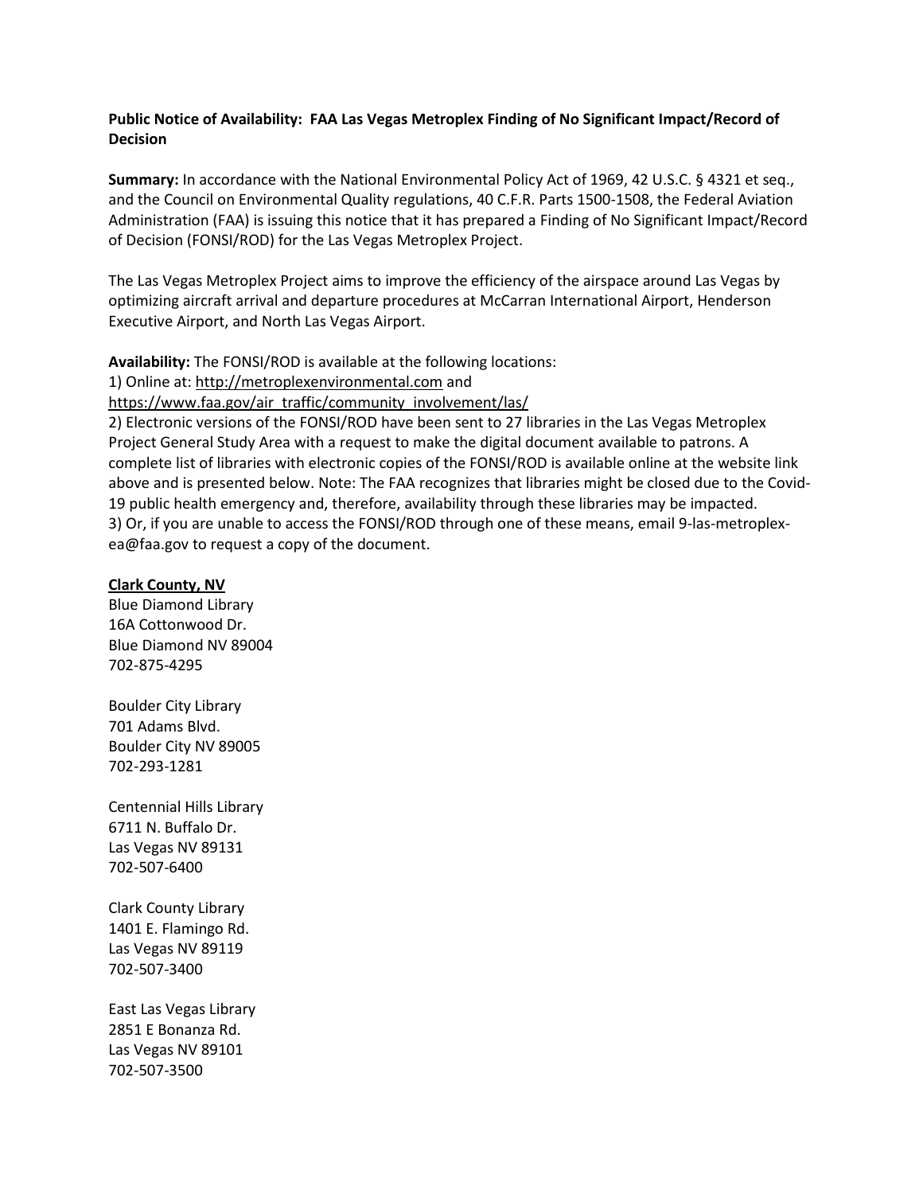**Public Notice of Availability: FAA Las Vegas Metroplex Finding of No Significant Impact/Record of Decision**

**Summary:** In accordance with the National Environmental Policy Act of 1969, 42 U.S.C. § 4321 et seq., and the Council on Environmental Quality regulations, 40 C.F.R. Parts 1500-1508, the Federal Aviation Administration (FAA) is issuing this notice that it has prepared a Finding of No Significant Impact/Record of Decision (FONSI/ROD) for the Las Vegas Metroplex Project.

The Las Vegas Metroplex Project aims to improve the efficiency of the airspace around Las Vegas by optimizing aircraft arrival and departure procedures at McCarran International Airport, Henderson Executive Airport, and North Las Vegas Airport.

**Availability:** The FONSI/ROD is available at the following locations:

1) Online at: http://metroplexenvironmental.com and https://www.faa.gov/air_traffic/community_involvement/las/
2) Electronic versions of the FONSI/ROD have been sent to 27 libraries in the Las Vegas Metroplex Project General Study Area with a request to make the digital document available to patrons. A complete list of libraries with electronic copies of the FONSI/ROD is available online at the website link above and is presented below. Note: The FAA recognizes that libraries might be closed due to the Covid-19 public health emergency and, therefore, availability through these libraries may be impacted.
3) Or, if you are unable to access the FONSI/ROD through one of these means, email 9-las-metroplex-ea@faa.gov to request a copy of the document.

**Clark County, NV**

Blue Diamond Library
16A Cottonwood Dr.
Blue Diamond NV 89004
702-875-4295

Boulder City Library
701 Adams Blvd.
Boulder City NV 89005
702-293-1281

Centennial Hills Library
6711 N. Buffalo Dr.
Las Vegas NV 89131
702-507-6400

Clark County Library
1401 E. Flamingo Rd.
Las Vegas NV 89119
702-507-3400

East Las Vegas Library
2851 E Bonanza Rd.
Las Vegas NV 89101
702-507-3500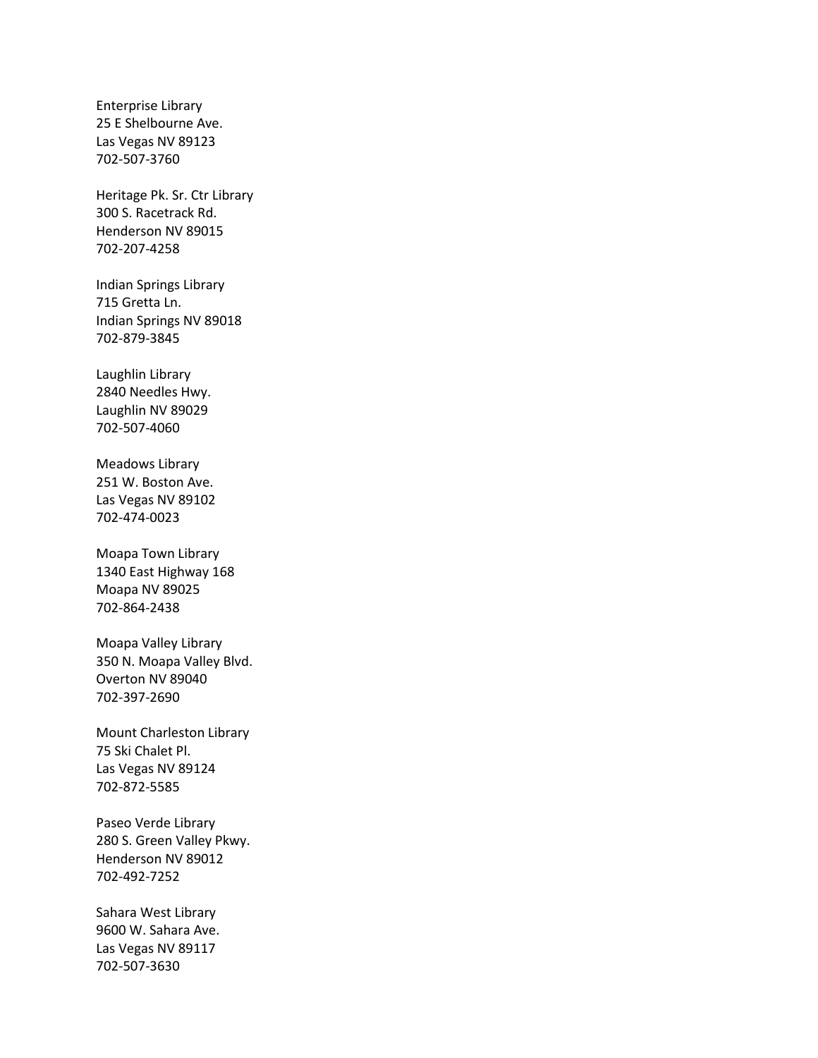Enterprise Library
25 E Shelbourne Ave.
Las Vegas NV 89123
702-507-3760

Heritage Pk. Sr. Ctr Library
300 S. Racetrack Rd.
Henderson NV 89015
702-207-4258

Indian Springs Library
715 Gretta Ln.
Indian Springs NV 89018
702-879-3845

Laughlin Library
2840 Needles Hwy.
Laughlin NV 89029
702-507-4060

Meadows Library
251 W. Boston Ave.
Las Vegas NV 89102
702-474-0023

Moapa Town Library
1340 East Highway 168
Moapa NV 89025
702-864-2438

Moapa Valley Library
350 N. Moapa Valley Blvd.
Overton NV 89040
702-397-2690

Mount Charleston Library
75 Ski Chalet Pl.
Las Vegas NV 89124
702-872-5585

Paseo Verde Library
280 S. Green Valley Pkwy.
Henderson NV 89012
702-492-7252

Sahara West Library
9600 W. Sahara Ave.
Las Vegas NV 89117
702-507-3630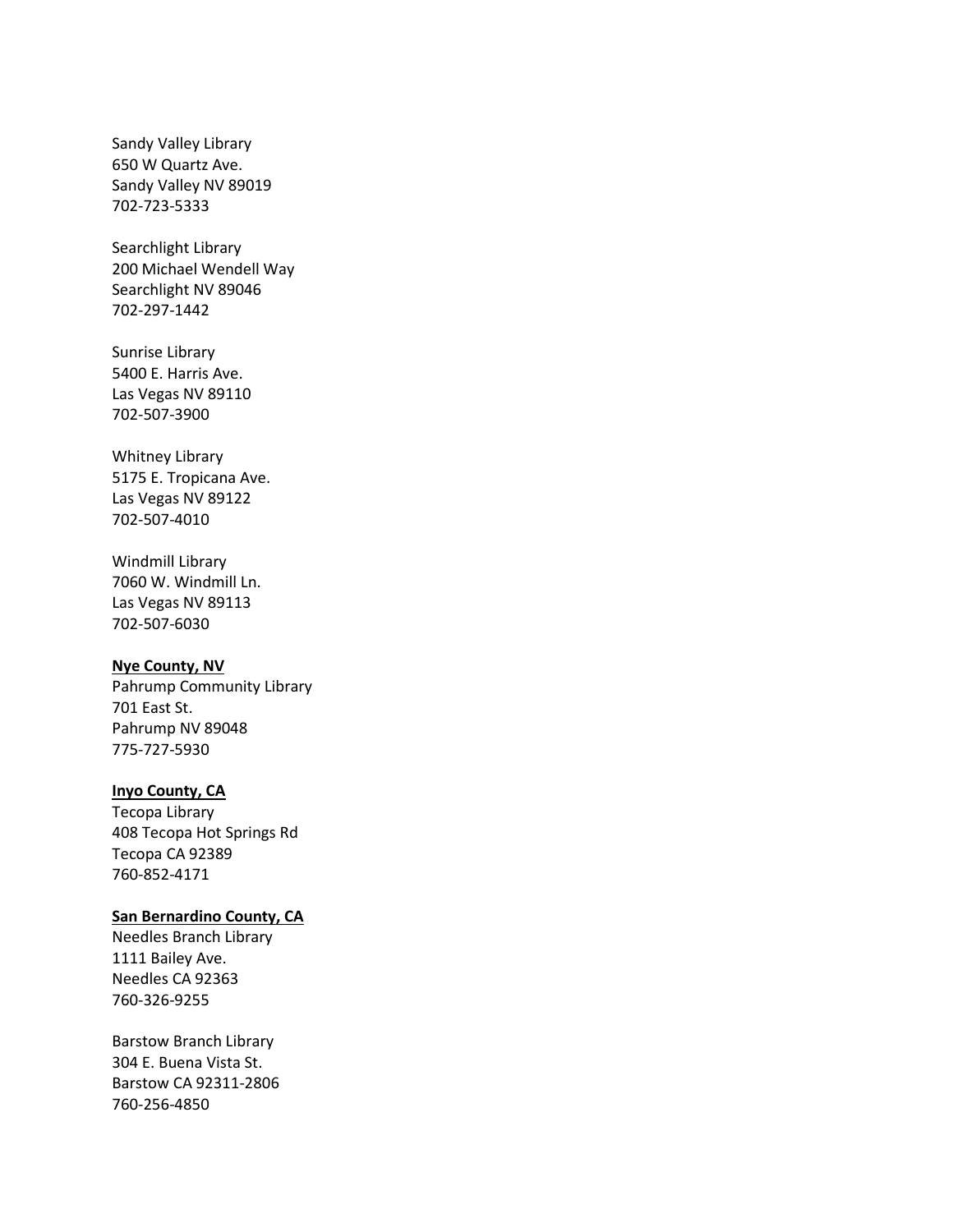Sandy Valley Library
650 W Quartz Ave.
Sandy Valley NV 89019
702-723-5333

Searchlight Library
200 Michael Wendell Way
Searchlight NV 89046
702-297-1442

Sunrise Library
5400 E. Harris Ave.
Las Vegas NV 89110
702-507-3900

Whitney Library
5175 E. Tropicana Ave.
Las Vegas NV 89122
702-507-4010

Windmill Library
7060 W. Windmill Ln.
Las Vegas NV 89113
702-507-6030

**Nye County, NV**
Pahrump Community Library
701 East St.
Pahrump NV 89048
775-727-5930

**Inyo County, CA**
Tecopa Library
408 Tecopa Hot Springs Rd
Tecopa CA 92389
760-852-4171

**San Bernardino County, CA**
Needles Branch Library
1111 Bailey Ave.
Needles CA 92363
760-326-9255

Barstow Branch Library
304 E. Buena Vista St.
Barstow CA 92311-2806
760-256-4850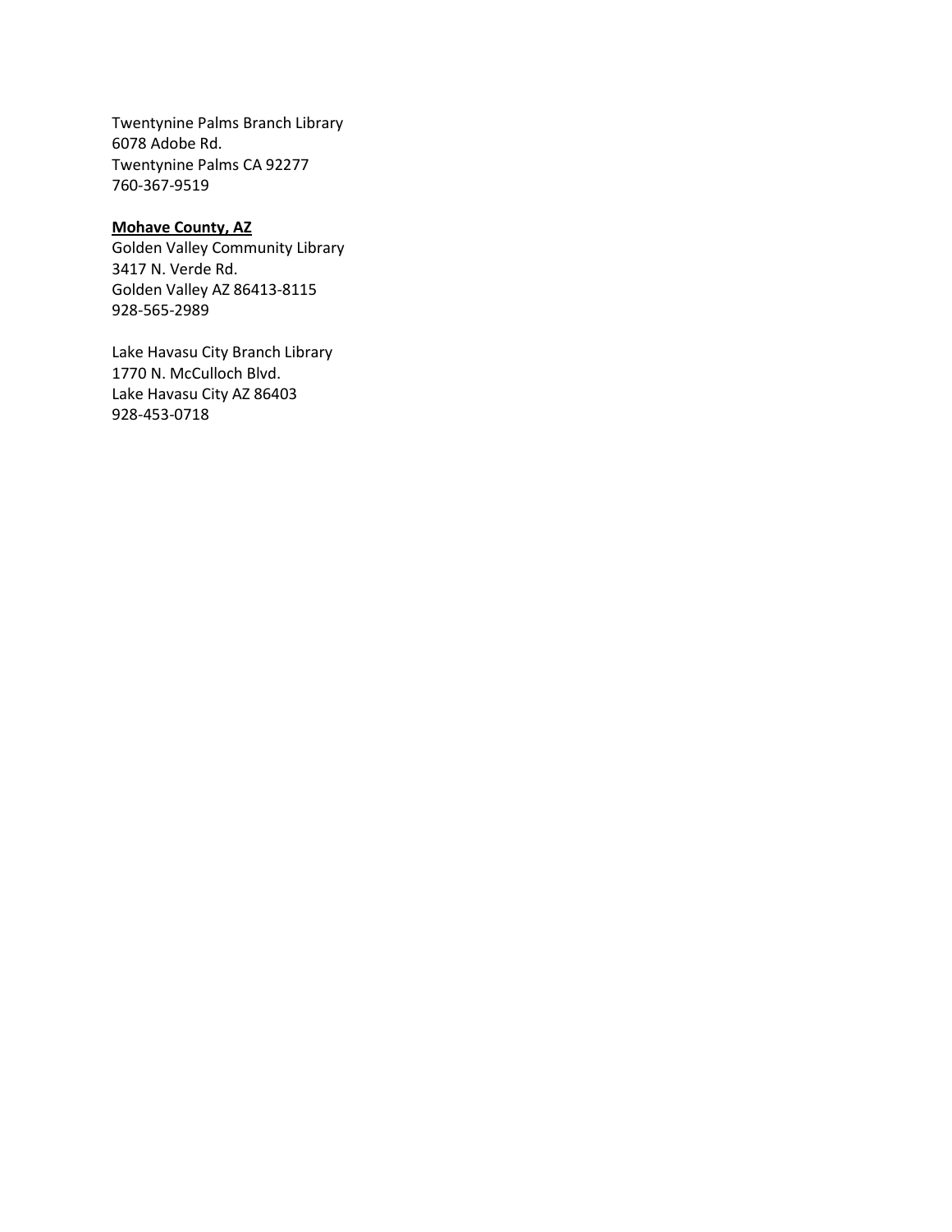Twentynine Palms Branch Library
6078 Adobe Rd.
Twentynine Palms CA 92277
760-367-9519

**Mohave County, AZ**
Golden Valley Community Library
3417 N. Verde Rd.
Golden Valley AZ 86413-8115
928-565-2989

Lake Havasu City Branch Library
1770 N. McCulloch Blvd.
Lake Havasu City AZ 86403
928-453-0718